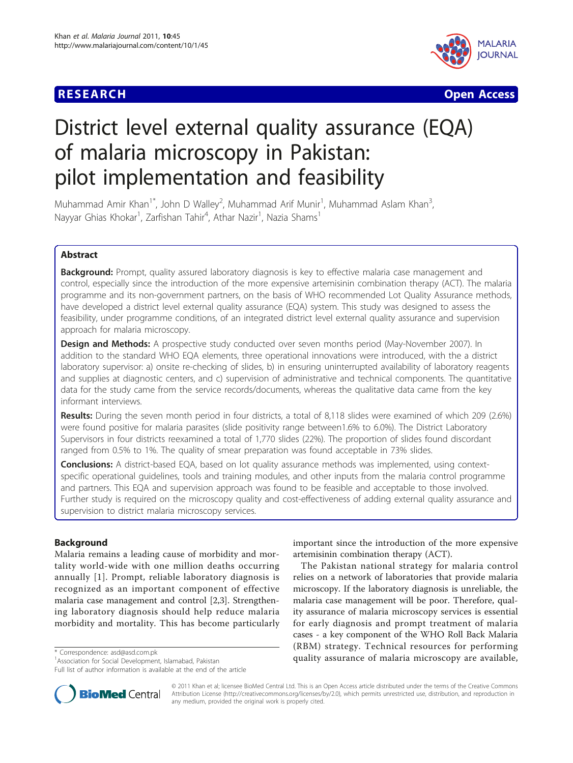# District level external quality assurance (EQA) of malaria microscopy in Pakistan: pilot implementation and feasibility

Muhammad Amir Khan[1*], John D Walley[2], Muhammad Arif Munir[1], Muhammad Aslam Khan[3], Nayyar Ghias Khokar[1], Zarfishan Tahir[4], Athar Nazir[1], Nazia Shams[1]

## Abstract

**Background:** Prompt, quality assured laboratory diagnosis is key to effective malaria case management and control, especially since the introduction of the more expensive artemisinin combination therapy (ACT). The malaria programme and its non-government partners, on the basis of WHO recommended Lot Quality Assurance methods, have developed a district level external quality assurance (EQA) system. This study was designed to assess the feasibility, under programme conditions, of an integrated district level external quality assurance and supervision approach for malaria microscopy.

**Design and Methods:** A prospective study conducted over seven months period (May-November 2007). In addition to the standard WHO EQA elements, three operational innovations were introduced, with the a district laboratory supervisor: a) onsite re-checking of slides, b) in ensuring uninterrupted availability of laboratory reagents and supplies at diagnostic centers, and c) supervision of administrative and technical components. The quantitative data for the study came from the service records/documents, whereas the qualitative data came from the key informant interviews.

**Results:** During the seven month period in four districts, a total of 8,118 slides were examined of which 209 (2.6%) were found positive for malaria parasites (slide positivity range between1.6% to 6.0%). The District Laboratory Supervisors in four districts reexamined a total of 1,770 slides (22%). The proportion of slides found discordant ranged from 0.5% to 1%. The quality of smear preparation was found acceptable in 73% slides.

**Conclusions:** A district-based EQA, based on lot quality assurance methods was implemented, using context-specific operational guidelines, tools and training modules, and other inputs from the malaria control programme and partners. This EQA and supervision approach was found to be feasible and acceptable to those involved. Further study is required on the microscopy quality and cost-effectiveness of adding external quality assurance and supervision to district malaria microscopy services.

## Background

Malaria remains a leading cause of morbidity and mortality world-wide with one million deaths occurring annually [1]. Prompt, reliable laboratory diagnosis is recognized as an important component of effective malaria case management and control [2,3]. Strengthening laboratory diagnosis should help reduce malaria morbidity and mortality. This has become particularly important since the introduction of the more expensive artemisinin combination therapy (ACT).

The Pakistan national strategy for malaria control relies on a network of laboratories that provide malaria microscopy. If the laboratory diagnosis is unreliable, the malaria case management will be poor. Therefore, quality assurance of malaria microscopy services is essential for early diagnosis and prompt treatment of malaria cases - a key component of the WHO Roll Back Malaria (RBM) strategy. Technical resources for performing quality assurance of malaria microscopy are available,

\* Correspondence: asd@asd.com.pk
[1]Association for Social Development, Islamabad, Pakistan
Full list of author information is available at the end of the article

© 2011 Khan et al; licensee BioMed Central Ltd. This is an Open Access article distributed under the terms of the Creative Commons Attribution License (http://creativecommons.org/licenses/by/2.0), which permits unrestricted use, distribution, and reproduction in any medium, provided the original work is properly cited.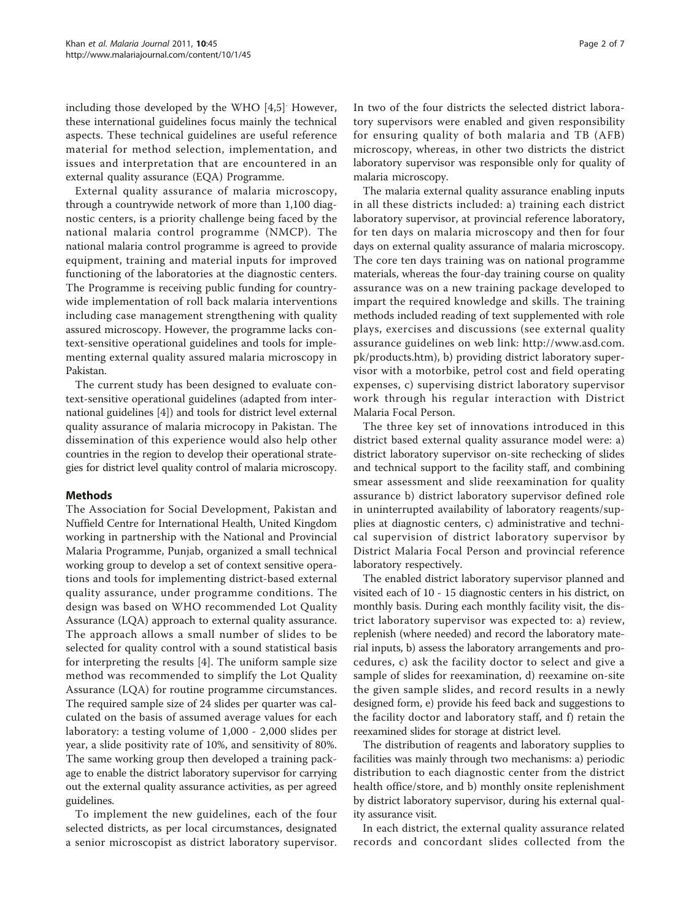including those developed by the WHO [4,5]. However, these international guidelines focus mainly the technical aspects. These technical guidelines are useful reference material for method selection, implementation, and issues and interpretation that are encountered in an external quality assurance (EQA) Programme.

External quality assurance of malaria microscopy, through a countrywide network of more than 1,100 diagnostic centers, is a priority challenge being faced by the national malaria control programme (NMCP). The national malaria control programme is agreed to provide equipment, training and material inputs for improved functioning of the laboratories at the diagnostic centers. The Programme is receiving public funding for countrywide implementation of roll back malaria interventions including case management strengthening with quality assured microscopy. However, the programme lacks context-sensitive operational guidelines and tools for implementing external quality assured malaria microscopy in Pakistan.

The current study has been designed to evaluate context-sensitive operational guidelines (adapted from international guidelines [4]) and tools for district level external quality assurance of malaria microcopy in Pakistan. The dissemination of this experience would also help other countries in the region to develop their operational strategies for district level quality control of malaria microscopy.

## Methods

The Association for Social Development, Pakistan and Nuffield Centre for International Health, United Kingdom working in partnership with the National and Provincial Malaria Programme, Punjab, organized a small technical working group to develop a set of context sensitive operations and tools for implementing district-based external quality assurance, under programme conditions. The design was based on WHO recommended Lot Quality Assurance (LQA) approach to external quality assurance. The approach allows a small number of slides to be selected for quality control with a sound statistical basis for interpreting the results [4]. The uniform sample size method was recommended to simplify the Lot Quality Assurance (LQA) for routine programme circumstances. The required sample size of 24 slides per quarter was calculated on the basis of assumed average values for each laboratory: a testing volume of 1,000 - 2,000 slides per year, a slide positivity rate of 10%, and sensitivity of 80%. The same working group then developed a training package to enable the district laboratory supervisor for carrying out the external quality assurance activities, as per agreed guidelines.

To implement the new guidelines, each of the four selected districts, as per local circumstances, designated a senior microscopist as district laboratory supervisor. In two of the four districts the selected district laboratory supervisors were enabled and given responsibility for ensuring quality of both malaria and TB (AFB) microscopy, whereas, in other two districts the district laboratory supervisor was responsible only for quality of malaria microscopy.

The malaria external quality assurance enabling inputs in all these districts included: a) training each district laboratory supervisor, at provincial reference laboratory, for ten days on malaria microscopy and then for four days on external quality assurance of malaria microscopy. The core ten days training was on national programme materials, whereas the four-day training course on quality assurance was on a new training package developed to impart the required knowledge and skills. The training methods included reading of text supplemented with role plays, exercises and discussions (see external quality assurance guidelines on web link: http://www.asd.com.pk/products.htm), b) providing district laboratory supervisor with a motorbike, petrol cost and field operating expenses, c) supervising district laboratory supervisor work through his regular interaction with District Malaria Focal Person.

The three key set of innovations introduced in this district based external quality assurance model were: a) district laboratory supervisor on-site rechecking of slides and technical support to the facility staff, and combining smear assessment and slide reexamination for quality assurance b) district laboratory supervisor defined role in uninterrupted availability of laboratory reagents/supplies at diagnostic centers, c) administrative and technical supervision of district laboratory supervisor by District Malaria Focal Person and provincial reference laboratory respectively.

The enabled district laboratory supervisor planned and visited each of 10 - 15 diagnostic centers in his district, on monthly basis. During each monthly facility visit, the district laboratory supervisor was expected to: a) review, replenish (where needed) and record the laboratory material inputs, b) assess the laboratory arrangements and procedures, c) ask the facility doctor to select and give a sample of slides for reexamination, d) reexamine on-site the given sample slides, and record results in a newly designed form, e) provide his feed back and suggestions to the facility doctor and laboratory staff, and f) retain the reexamined slides for storage at district level.

The distribution of reagents and laboratory supplies to facilities was mainly through two mechanisms: a) periodic distribution to each diagnostic center from the district health office/store, and b) monthly onsite replenishment by district laboratory supervisor, during his external quality assurance visit.

In each district, the external quality assurance related records and concordant slides collected from the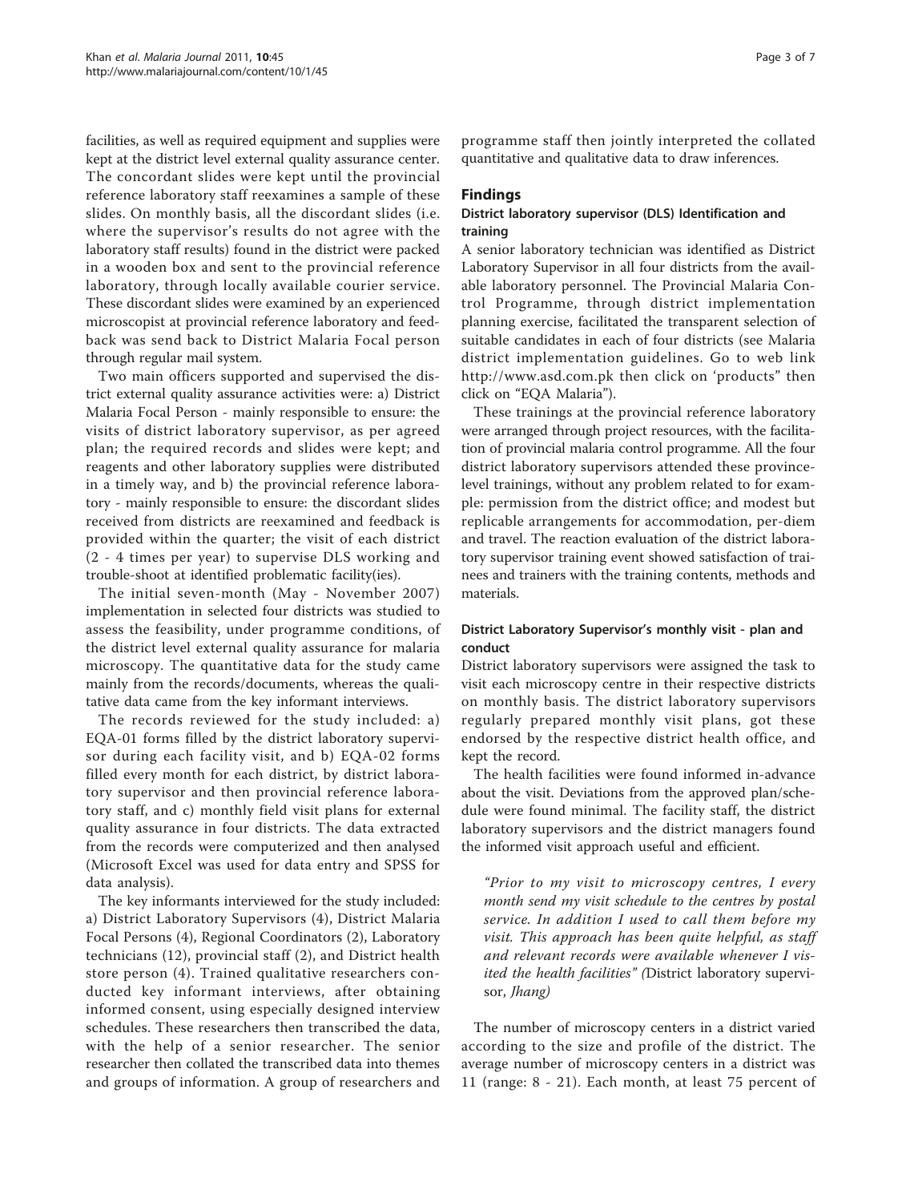facilities, as well as required equipment and supplies were kept at the district level external quality assurance center. The concordant slides were kept until the provincial reference laboratory staff reexamines a sample of these slides. On monthly basis, all the discordant slides (i.e. where the supervisor's results do not agree with the laboratory staff results) found in the district were packed in a wooden box and sent to the provincial reference laboratory, through locally available courier service. These discordant slides were examined by an experienced microscopist at provincial reference laboratory and feedback was send back to District Malaria Focal person through regular mail system.

Two main officers supported and supervised the district external quality assurance activities were: a) District Malaria Focal Person - mainly responsible to ensure: the visits of district laboratory supervisor, as per agreed plan; the required records and slides were kept; and reagents and other laboratory supplies were distributed in a timely way, and b) the provincial reference laboratory - mainly responsible to ensure: the discordant slides received from districts are reexamined and feedback is provided within the quarter; the visit of each district (2 - 4 times per year) to supervise DLS working and trouble-shoot at identified problematic facility(ies).

The initial seven-month (May - November 2007) implementation in selected four districts was studied to assess the feasibility, under programme conditions, of the district level external quality assurance for malaria microscopy. The quantitative data for the study came mainly from the records/documents, whereas the qualitative data came from the key informant interviews.

The records reviewed for the study included: a) EQA-01 forms filled by the district laboratory supervisor during each facility visit, and b) EQA-02 forms filled every month for each district, by district laboratory supervisor and then provincial reference laboratory staff, and c) monthly field visit plans for external quality assurance in four districts. The data extracted from the records were computerized and then analysed (Microsoft Excel was used for data entry and SPSS for data analysis).

The key informants interviewed for the study included: a) District Laboratory Supervisors (4), District Malaria Focal Persons (4), Regional Coordinators (2), Laboratory technicians (12), provincial staff (2), and District health store person (4). Trained qualitative researchers conducted key informant interviews, after obtaining informed consent, using especially designed interview schedules. These researchers then transcribed the data, with the help of a senior researcher. The senior researcher then collated the transcribed data into themes and groups of information. A group of researchers and programme staff then jointly interpreted the collated quantitative and qualitative data to draw inferences.

## Findings

### District laboratory supervisor (DLS) Identification and training

A senior laboratory technician was identified as District Laboratory Supervisor in all four districts from the available laboratory personnel. The Provincial Malaria Control Programme, through district implementation planning exercise, facilitated the transparent selection of suitable candidates in each of four districts (see Malaria district implementation guidelines. Go to web link http://www.asd.com.pk then click on 'products" then click on "EQA Malaria").

These trainings at the provincial reference laboratory were arranged through project resources, with the facilitation of provincial malaria control programme. All the four district laboratory supervisors attended these province-level trainings, without any problem related to for example: permission from the district office; and modest but replicable arrangements for accommodation, per-diem and travel. The reaction evaluation of the district laboratory supervisor training event showed satisfaction of trainees and trainers with the training contents, methods and materials.

### District Laboratory Supervisor's monthly visit - plan and conduct

District laboratory supervisors were assigned the task to visit each microscopy centre in their respective districts on monthly basis. The district laboratory supervisors regularly prepared monthly visit plans, got these endorsed by the respective district health office, and kept the record.

The health facilities were found informed in-advance about the visit. Deviations from the approved plan/schedule were found minimal. The facility staff, the district laboratory supervisors and the district managers found the informed visit approach useful and efficient.

> *"Prior to my visit to microscopy centres, I every month send my visit schedule to the centres by postal service. In addition I used to call them before my visit. This approach has been quite helpful, as staff and relevant records were available whenever I visited the health facilities"* (District laboratory supervisor, *Jhang*)

The number of microscopy centers in a district varied according to the size and profile of the district. The average number of microscopy centers in a district was 11 (range: 8 - 21). Each month, at least 75 percent of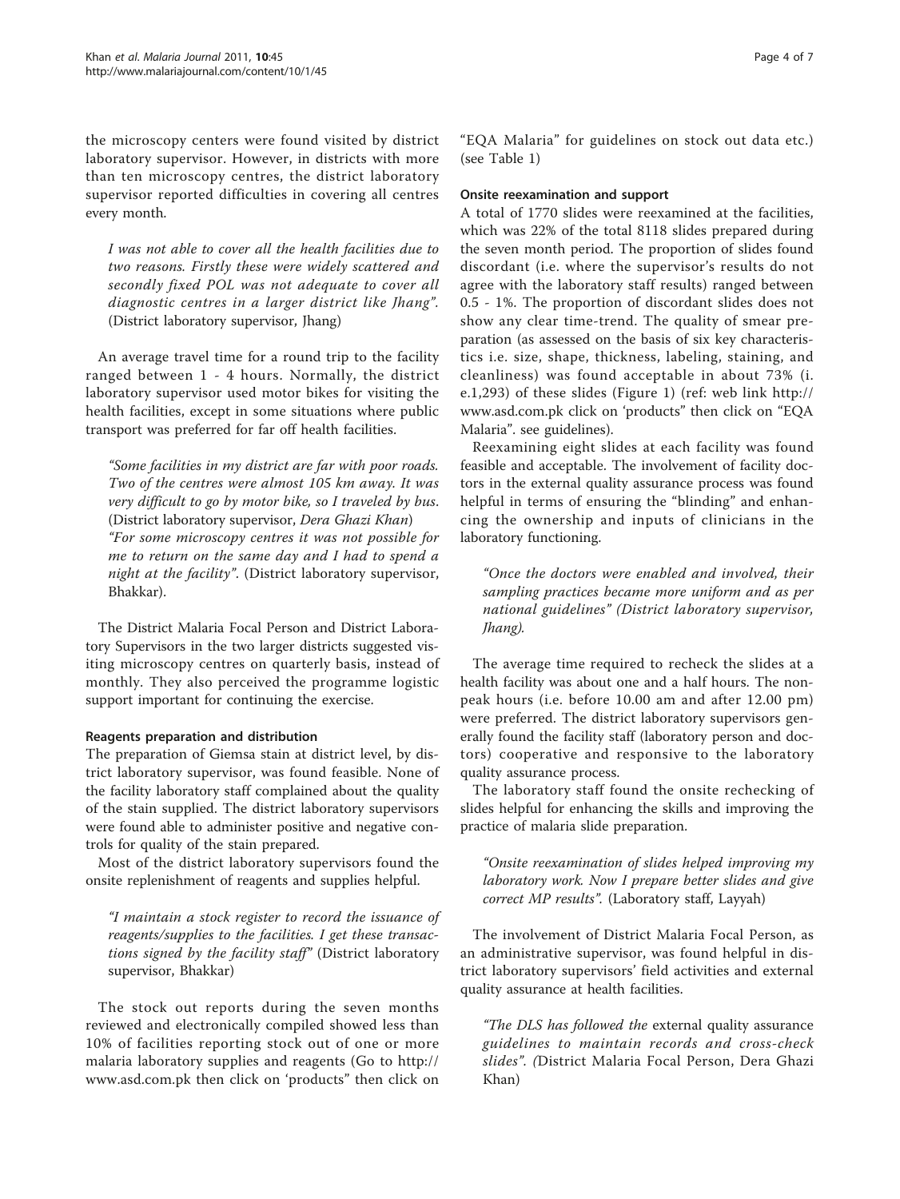the microscopy centers were found visited by district laboratory supervisor. However, in districts with more than ten microscopy centres, the district laboratory supervisor reported difficulties in covering all centres every month.

> *I was not able to cover all the health facilities due to two reasons. Firstly these were widely scattered and secondly fixed POL was not adequate to cover all diagnostic centres in a larger district like Jhang".* (District laboratory supervisor, Jhang)

An average travel time for a round trip to the facility ranged between 1 - 4 hours. Normally, the district laboratory supervisor used motor bikes for visiting the health facilities, except in some situations where public transport was preferred for far off health facilities.

> *"Some facilities in my district are far with poor roads. Two of the centres were almost 105 km away. It was very difficult to go by motor bike, so I traveled by bus.* (District laboratory supervisor, *Dera Ghazi Khan*)
> *"For some microscopy centres it was not possible for me to return on the same day and I had to spend a night at the facility".* (District laboratory supervisor, Bhakkar).

The District Malaria Focal Person and District Laboratory Supervisors in the two larger districts suggested visiting microscopy centres on quarterly basis, instead of monthly. They also perceived the programme logistic support important for continuing the exercise.

**Reagents preparation and distribution**

The preparation of Giemsa stain at district level, by district laboratory supervisor, was found feasible. None of the facility laboratory staff complained about the quality of the stain supplied. The district laboratory supervisors were found able to administer positive and negative controls for quality of the stain prepared.

Most of the district laboratory supervisors found the onsite replenishment of reagents and supplies helpful.

> *"I maintain a stock register to record the issuance of reagents/supplies to the facilities. I get these transactions signed by the facility staff"* (District laboratory supervisor, Bhakkar)

The stock out reports during the seven months reviewed and electronically compiled showed less than 10% of facilities reporting stock out of one or more malaria laboratory supplies and reagents (Go to http://www.asd.com.pk then click on 'products" then click on "EQA Malaria" for guidelines on stock out data etc.) (see Table 1)

**Onsite reexamination and support**

A total of 1770 slides were reexamined at the facilities, which was 22% of the total 8118 slides prepared during the seven month period. The proportion of slides found discordant (i.e. where the supervisor's results do not agree with the laboratory staff results) ranged between 0.5 - 1%. The proportion of discordant slides does not show any clear time-trend. The quality of smear preparation (as assessed on the basis of six key characteristics i.e. size, shape, thickness, labeling, staining, and cleanliness) was found acceptable in about 73% (i.e.1,293) of these slides (Figure 1) (ref: web link http://www.asd.com.pk click on 'products" then click on "EQA Malaria". see guidelines).

Reexamining eight slides at each facility was found feasible and acceptable. The involvement of facility doctors in the external quality assurance process was found helpful in terms of ensuring the "blinding" and enhancing the ownership and inputs of clinicians in the laboratory functioning.

> *"Once the doctors were enabled and involved, their sampling practices became more uniform and as per national guidelines" (District laboratory supervisor, Jhang).*

The average time required to recheck the slides at a health facility was about one and a half hours. The non-peak hours (i.e. before 10.00 am and after 12.00 pm) were preferred. The district laboratory supervisors generally found the facility staff (laboratory person and doctors) cooperative and responsive to the laboratory quality assurance process.

The laboratory staff found the onsite rechecking of slides helpful for enhancing the skills and improving the practice of malaria slide preparation.

> *"Onsite reexamination of slides helped improving my laboratory work. Now I prepare better slides and give correct MP results".* (Laboratory staff, Layyah)

The involvement of District Malaria Focal Person, as an administrative supervisor, was found helpful in district laboratory supervisors' field activities and external quality assurance at health facilities.

> *"The DLS has followed the* external quality assurance *guidelines to maintain records and cross-check slides". (*District Malaria Focal Person, Dera Ghazi Khan)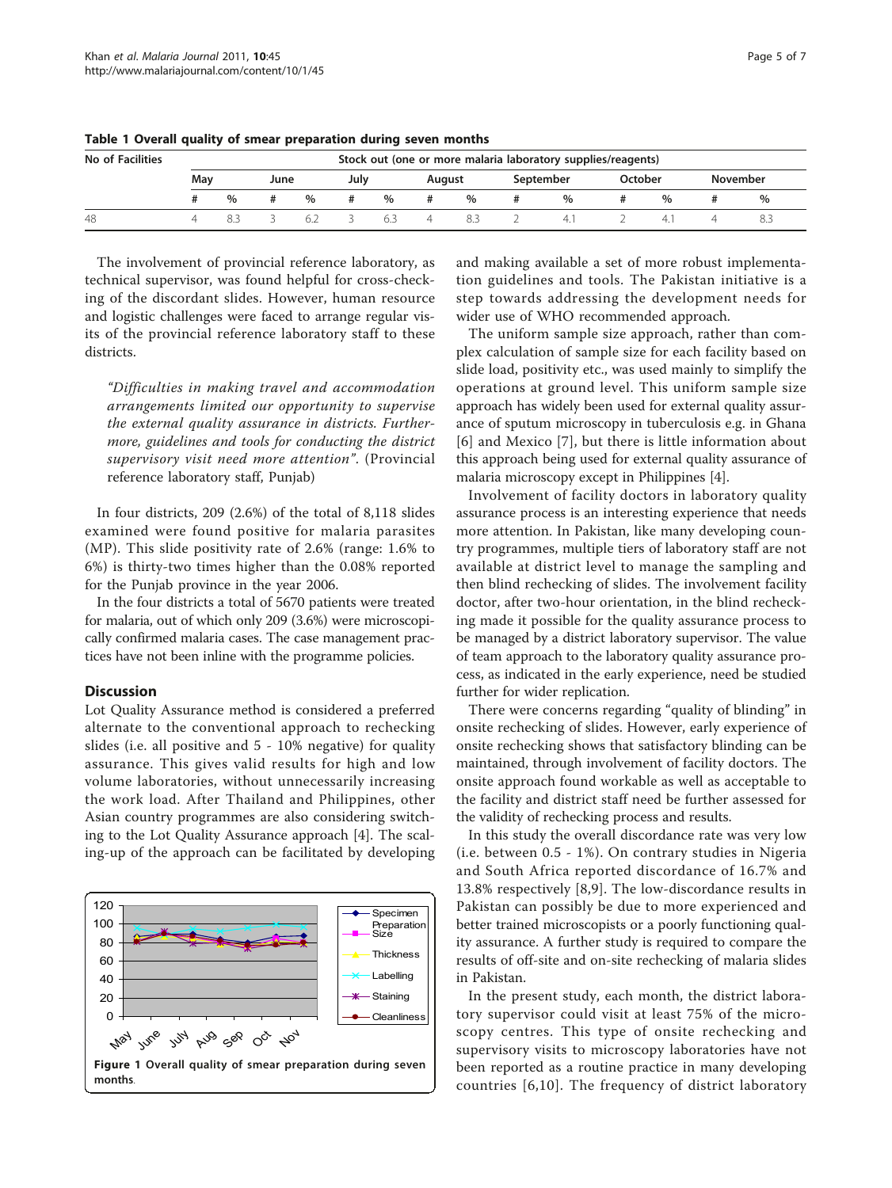**Table 1 Overall quality of smear preparation during seven months**

| No of Facilities | Stock out (one or more malaria laboratory supplies/reagents) | | | | | | | | | | | | | |
|---|---|---|---|---|---|---|---|---|---|---|---|---|---|---|
| | May | | June | | July | | August | | September | | October | | November | |
| | # | % | # | % | # | % | # | % | # | % | # | % | # | % |
| 48 | 4 | 8.3 | 3 | 6.2 | 3 | 6.3 | 4 | 8.3 | 2 | 4.1 | 2 | 4.1 | 4 | 8.3 |

The involvement of provincial reference laboratory, as technical supervisor, was found helpful for cross-checking of the discordant slides. However, human resource and logistic challenges were faced to arrange regular visits of the provincial reference laboratory staff to these districts.

> *"Difficulties in making travel and accommodation arrangements limited our opportunity to supervise the external quality assurance in districts. Furthermore, guidelines and tools for conducting the district supervisory visit need more attention".* (Provincial reference laboratory staff, Punjab)

In four districts, 209 (2.6%) of the total of 8,118 slides examined were found positive for malaria parasites (MP). This slide positivity rate of 2.6% (range: 1.6% to 6%) is thirty-two times higher than the 0.08% reported for the Punjab province in the year 2006.

In the four districts a total of 5670 patients were treated for malaria, out of which only 209 (3.6%) were microscopically confirmed malaria cases. The case management practices have not been inline with the programme policies.

## Discussion

Lot Quality Assurance method is considered a preferred alternate to the conventional approach to rechecking slides (i.e. all positive and 5 - 10% negative) for quality assurance. This gives valid results for high and low volume laboratories, without unnecessarily increasing the work load. After Thailand and Philippines, other Asian country programmes are also considering switching to the Lot Quality Assurance approach [4]. The scaling-up of the approach can be facilitated by developing and making available a set of more robust implementation guidelines and tools. The Pakistan initiative is a step towards addressing the development needs for wider use of WHO recommended approach.

**Figure 1 Overall quality of smear preparation during seven months**.

The uniform sample size approach, rather than complex calculation of sample size for each facility based on slide load, positivity etc., was used mainly to simplify the operations at ground level. This uniform sample size approach has widely been used for external quality assurance of sputum microscopy in tuberculosis e.g. in Ghana [6] and Mexico [7], but there is little information about this approach being used for external quality assurance of malaria microscopy except in Philippines [4].

Involvement of facility doctors in laboratory quality assurance process is an interesting experience that needs more attention. In Pakistan, like many developing country programmes, multiple tiers of laboratory staff are not available at district level to manage the sampling and then blind rechecking of slides. The involvement facility doctor, after two-hour orientation, in the blind rechecking made it possible for the quality assurance process to be managed by a district laboratory supervisor. The value of team approach to the laboratory quality assurance process, as indicated in the early experience, need be studied further for wider replication.

There were concerns regarding "quality of blinding" in onsite rechecking of slides. However, early experience of onsite rechecking shows that satisfactory blinding can be maintained, through involvement of facility doctors. The onsite approach found workable as well as acceptable to the facility and district staff need be further assessed for the validity of rechecking process and results.

In this study the overall discordance rate was very low (i.e. between 0.5 - 1%). On contrary studies in Nigeria and South Africa reported discordance of 16.7% and 13.8% respectively [8,9]. The low-discordance results in Pakistan can possibly be due to more experienced and better trained microscopists or a poorly functioning quality assurance. A further study is required to compare the results of off-site and on-site rechecking of malaria slides in Pakistan.

In the present study, each month, the district laboratory supervisor could visit at least 75% of the microscopy centres. This type of onsite rechecking and supervisory visits to microscopy laboratories have not been reported as a routine practice in many developing countries [6,10]. The frequency of district laboratory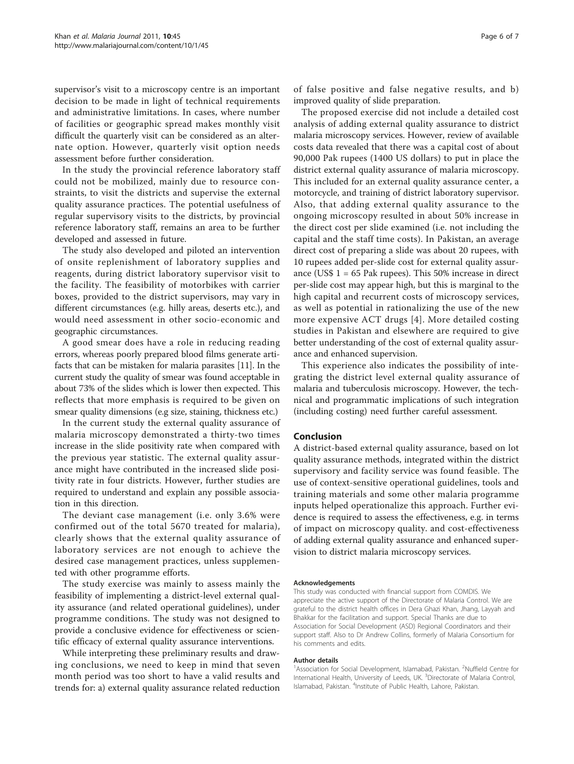supervisor's visit to a microscopy centre is an important decision to be made in light of technical requirements and administrative limitations. In cases, where number of facilities or geographic spread makes monthly visit difficult the quarterly visit can be considered as an alternate option. However, quarterly visit option needs assessment before further consideration.

In the study the provincial reference laboratory staff could not be mobilized, mainly due to resource constraints, to visit the districts and supervise the external quality assurance practices. The potential usefulness of regular supervisory visits to the districts, by provincial reference laboratory staff, remains an area to be further developed and assessed in future.

The study also developed and piloted an intervention of onsite replenishment of laboratory supplies and reagents, during district laboratory supervisor visit to the facility. The feasibility of motorbikes with carrier boxes, provided to the district supervisors, may vary in different circumstances (e.g. hilly areas, deserts etc.), and would need assessment in other socio-economic and geographic circumstances.

A good smear does have a role in reducing reading errors, whereas poorly prepared blood films generate artifacts that can be mistaken for malaria parasites [11]. In the current study the quality of smear was found acceptable in about 73% of the slides which is lower then expected. This reflects that more emphasis is required to be given on smear quality dimensions (e.g size, staining, thickness etc.)

In the current study the external quality assurance of malaria microscopy demonstrated a thirty-two times increase in the slide positivity rate when compared with the previous year statistic. The external quality assurance might have contributed in the increased slide positivity rate in four districts. However, further studies are required to understand and explain any possible association in this direction.

The deviant case management (i.e. only 3.6% were confirmed out of the total 5670 treated for malaria), clearly shows that the external quality assurance of laboratory services are not enough to achieve the desired case management practices, unless supplemented with other programme efforts.

The study exercise was mainly to assess mainly the feasibility of implementing a district-level external quality assurance (and related operational guidelines), under programme conditions. The study was not designed to provide a conclusive evidence for effectiveness or scientific efficacy of external quality assurance interventions.

While interpreting these preliminary results and drawing conclusions, we need to keep in mind that seven month period was too short to have a valid results and trends for: a) external quality assurance related reduction of false positive and false negative results, and b) improved quality of slide preparation.

The proposed exercise did not include a detailed cost analysis of adding external quality assurance to district malaria microscopy services. However, review of available costs data revealed that there was a capital cost of about 90,000 Pak rupees (1400 US dollars) to put in place the district external quality assurance of malaria microscopy. This included for an external quality assurance center, a motorcycle, and training of district laboratory supervisor. Also, that adding external quality assurance to the ongoing microscopy resulted in about 50% increase in the direct cost per slide examined (i.e. not including the capital and the staff time costs). In Pakistan, an average direct cost of preparing a slide was about 20 rupees, with 10 rupees added per-slide cost for external quality assurance (US$ 1 = 65 Pak rupees). This 50% increase in direct per-slide cost may appear high, but this is marginal to the high capital and recurrent costs of microscopy services, as well as potential in rationalizing the use of the new more expensive ACT drugs [4]. More detailed costing studies in Pakistan and elsewhere are required to give better understanding of the cost of external quality assurance and enhanced supervision.

This experience also indicates the possibility of integrating the district level external quality assurance of malaria and tuberculosis microscopy. However, the technical and programmatic implications of such integration (including costing) need further careful assessment.

## Conclusion

A district-based external quality assurance, based on lot quality assurance methods, integrated within the district supervisory and facility service was found feasible. The use of context-sensitive operational guidelines, tools and training materials and some other malaria programme inputs helped operationalize this approach. Further evidence is required to assess the effectiveness, e.g. in terms of impact on microscopy quality. and cost-effectiveness of adding external quality assurance and enhanced supervision to district malaria microscopy services.

#### Acknowledgements

This study was conducted with financial support from COMDIS. We appreciate the active support of the Directorate of Malaria Control. We are grateful to the district health offices in Dera Ghazi Khan, Jhang, Layyah and Bhakkar for the facilitation and support. Special Thanks are due to Association for Social Development (ASD) Regional Coordinators and their support staff. Also to Dr Andrew Collins, formerly of Malaria Consortium for his comments and edits.

#### Author details

[1]Association for Social Development, Islamabad, Pakistan. [2]Nuffield Centre for International Health, University of Leeds, UK. [3]Directorate of Malaria Control, Islamabad, Pakistan. [4]Institute of Public Health, Lahore, Pakistan.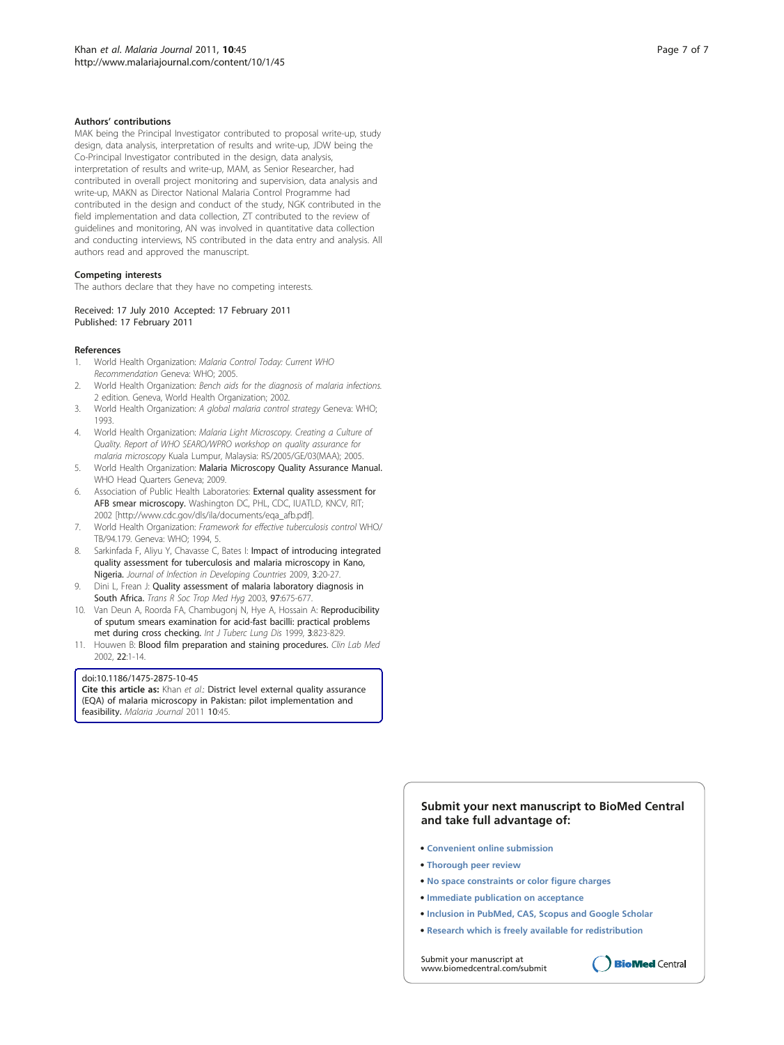### Authors' contributions

MAK being the Principal Investigator contributed to proposal write-up, study design, data analysis, interpretation of results and write-up, JDW being the Co-Principal Investigator contributed in the design, data analysis, interpretation of results and write-up, MAM, as Senior Researcher, had contributed in overall project monitoring and supervision, data analysis and write-up, MAKN as Director National Malaria Control Programme had contributed in the design and conduct of the study, NGK contributed in the field implementation and data collection, ZT contributed to the review of guidelines and monitoring, AN was involved in quantitative data collection and conducting interviews, NS contributed in the data entry and analysis. All authors read and approved the manuscript.

### Competing interests

The authors declare that they have no competing interests.

Received: 17 July 2010 Accepted: 17 February 2011
Published: 17 February 2011

### References

1. World Health Organization: *Malaria Control Today: Current WHO Recommendation* Geneva: WHO; 2005.
2. World Health Organization: *Bench aids for the diagnosis of malaria infections.* 2 edition. Geneva, World Health Organization; 2002.
3. World Health Organization: *A global malaria control strategy* Geneva: WHO; 1993.
4. World Health Organization: *Malaria Light Microscopy. Creating a Culture of Quality. Report of WHO SEARO/WPRO workshop on quality assurance for malaria microscopy* Kuala Lumpur, Malaysia: RS/2005/GE/03(MAA); 2005.
5. World Health Organization: **Malaria Microscopy Quality Assurance Manual.** WHO Head Quarters Geneva; 2009.
6. Association of Public Health Laboratories: **External quality assessment for AFB smear microscopy.** Washington DC, PHL, CDC, IUATLD, KNCV, RIT; 2002 [http://www.cdc.gov/dls/ila/documents/eqa_afb.pdf].
7. World Health Organization: *Framework for effective tuberculosis control* WHO/TB/94.179. Geneva: WHO; 1994, 5.
8. Sarkinfada F, Aliyu Y, Chavasse C, Bates I: **Impact of introducing integrated quality assessment for tuberculosis and malaria microscopy in Kano, Nigeria.** *Journal of Infection in Developing Countries* 2009, **3**:20-27.
9. Dini L, Frean J: **Quality assessment of malaria laboratory diagnosis in South Africa.** *Trans R Soc Trop Med Hyg* 2003, **97**:675-677.
10. Van Deun A, Roorda FA, Chambugonj N, Hye A, Hossain A: **Reproducibility of sputum smears examination for acid-fast bacilli: practical problems met during cross checking.** *Int J Tuberc Lung Dis* 1999, **3**:823-829.
11. Houwen B: **Blood film preparation and staining procedures.** *Clin Lab Med* 2002, **22**:1-14.

doi:10.1186/1475-2875-10-45
**Cite this article as:** Khan *et al.*: District level external quality assurance (EQA) of malaria microscopy in Pakistan: pilot implementation and feasibility. *Malaria Journal* 2011 **10**:45.

**Submit your next manuscript to BioMed Central and take full advantage of:**

- Convenient online submission
- Thorough peer review
- No space constraints or color figure charges
- Immediate publication on acceptance
- Inclusion in PubMed, CAS, Scopus and Google Scholar
- Research which is freely available for redistribution

Submit your manuscript at
www.biomedcentral.com/submit

BioMed Central